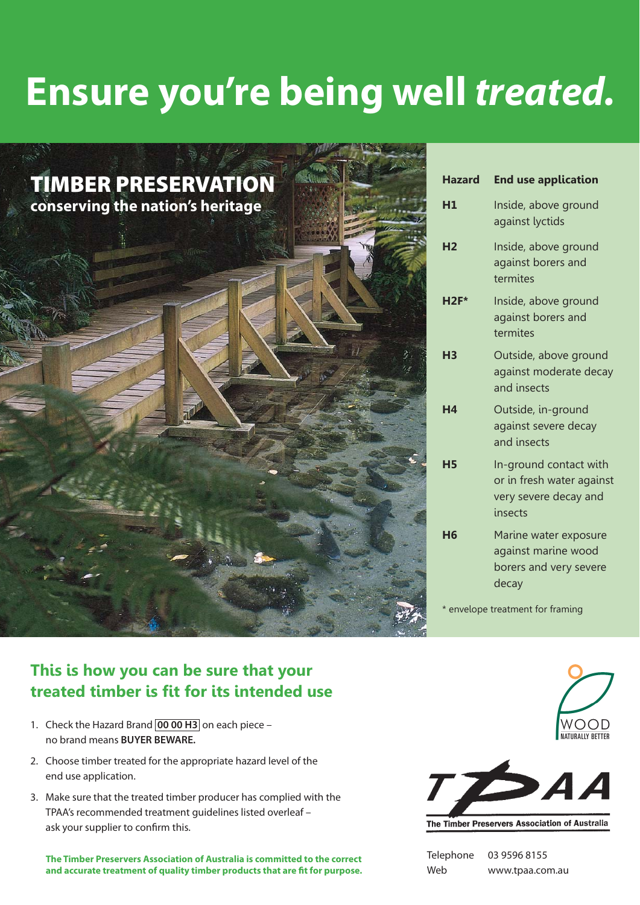# Ensure you're being well *treated*.

## TIMBER PRESERVATION

**conserving the nation's heritage**

| Hazard | End use application |
|---|---|
| H1 | Inside, above ground against lyctids |
| H2 | Inside, above ground against borers and termites |
| H2F* | Inside, above ground against borers and termites |
| H3 | Outside, above ground against moderate decay and insects |
| H4 | Outside, in-ground against severe decay and insects |
| H5 | In-ground contact with or in fresh water against very severe decay and insects |
| H6 | Marine water exposure against marine wood borers and very severe decay |

* envelope treatment for framing

## This is how you can be sure that your treated timber is fit for its intended use

1. Check the Hazard Brand **00 00 H3** on each piece – no brand means **BUYER BEWARE.**
2. Choose timber treated for the appropriate hazard level of the end use application.
3. Make sure that the treated timber producer has complied with the TPAA's recommended treatment guidelines listed overleaf – ask your supplier to confirm this.

**The Timber Preservers Association of Australia is committed to the correct and accurate treatment of quality timber products that are fit for purpose.**

WOOD NATURALLY BETTER

TPAA

The Timber Preservers Association of Australia

Telephone 03 9596 8155
Web www.tpaa.com.au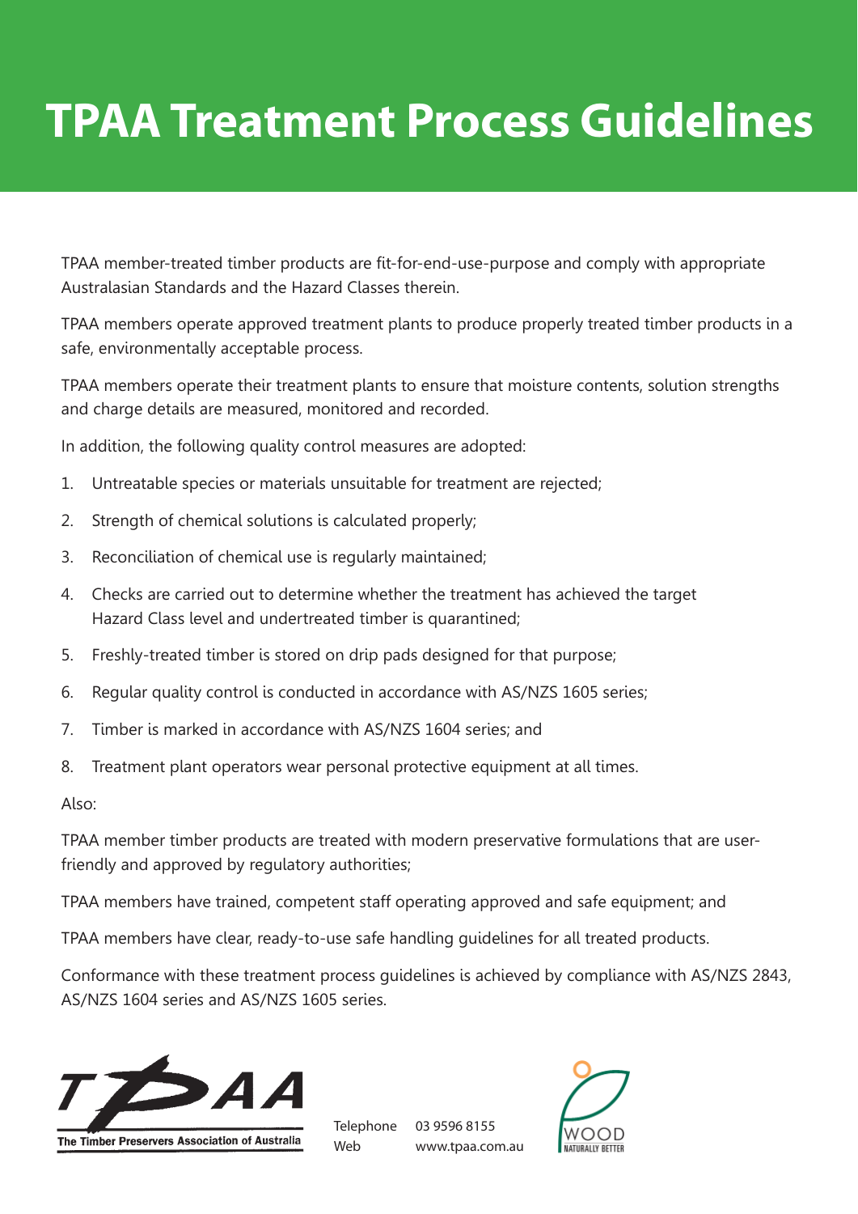# TPAA Treatment Process Guidelines

TPAA member-treated timber products are fit-for-end-use-purpose and comply with appropriate Australasian Standards and the Hazard Classes therein.

TPAA members operate approved treatment plants to produce properly treated timber products in a safe, environmentally acceptable process.

TPAA members operate their treatment plants to ensure that moisture contents, solution strengths and charge details are measured, monitored and recorded.

In addition, the following quality control measures are adopted:

1. Untreatable species or materials unsuitable for treatment are rejected;
2. Strength of chemical solutions is calculated properly;
3. Reconciliation of chemical use is regularly maintained;
4. Checks are carried out to determine whether the treatment has achieved the target Hazard Class level and undertreated timber is quarantined;
5. Freshly-treated timber is stored on drip pads designed for that purpose;
6. Regular quality control is conducted in accordance with AS/NZS 1605 series;
7. Timber is marked in accordance with AS/NZS 1604 series; and
8. Treatment plant operators wear personal protective equipment at all times.

Also:

TPAA member timber products are treated with modern preservative formulations that are user-friendly and approved by regulatory authorities;

TPAA members have trained, competent staff operating approved and safe equipment; and

TPAA members have clear, ready-to-use safe handling guidelines for all treated products.

Conformance with these treatment process guidelines is achieved by compliance with AS/NZS 2843, AS/NZS 1604 series and AS/NZS 1605 series.

TPAA — The Timber Preservers Association of Australia

Telephone 03 9596 8155
Web www.tpaa.com.au

WOOD NATURALLY BETTER